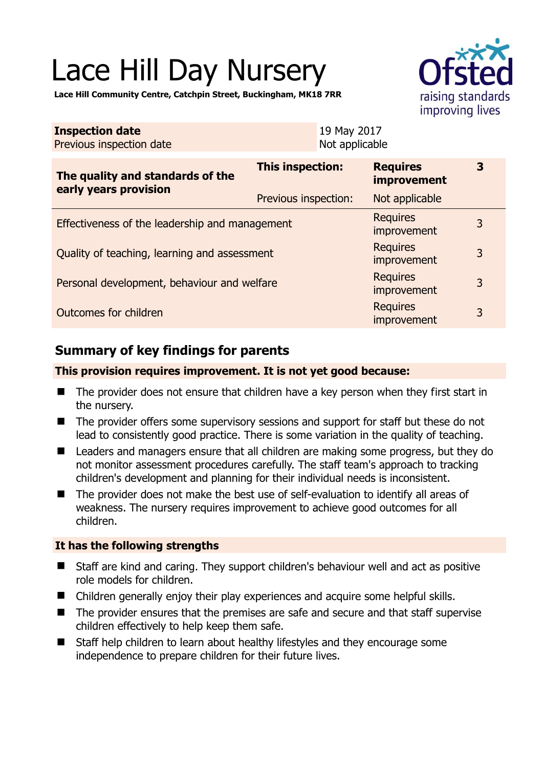# Lace Hill Day Nursery

**Lace Hill Community Centre, Catchpin Street, Buckingham, MK18 7RR**

| | |
|---|---|
| **Inspection date** | 19 May 2017 |
| Previous inspection date | Not applicable |

| | | | |
|---|---|---|---|
| **The quality and standards of the early years provision** | **This inspection:** | **Requires improvement** | **3** |
| | Previous inspection: | Not applicable | |
| Effectiveness of the leadership and management | | Requires improvement | 3 |
| Quality of teaching, learning and assessment | | Requires improvement | 3 |
| Personal development, behaviour and welfare | | Requires improvement | 3 |
| Outcomes for children | | Requires improvement | 3 |

## Summary of key findings for parents

**This provision requires improvement. It is not yet good because:**

- The provider does not ensure that children have a key person when they first start in the nursery.
- The provider offers some supervisory sessions and support for staff but these do not lead to consistently good practice. There is some variation in the quality of teaching.
- Leaders and managers ensure that all children are making some progress, but they do not monitor assessment procedures carefully. The staff team's approach to tracking children's development and planning for their individual needs is inconsistent.
- The provider does not make the best use of self-evaluation to identify all areas of weakness. The nursery requires improvement to achieve good outcomes for all children.

**It has the following strengths**

- Staff are kind and caring. They support children's behaviour well and act as positive role models for children.
- Children generally enjoy their play experiences and acquire some helpful skills.
- The provider ensures that the premises are safe and secure and that staff supervise children effectively to help keep them safe.
- Staff help children to learn about healthy lifestyles and they encourage some independence to prepare children for their future lives.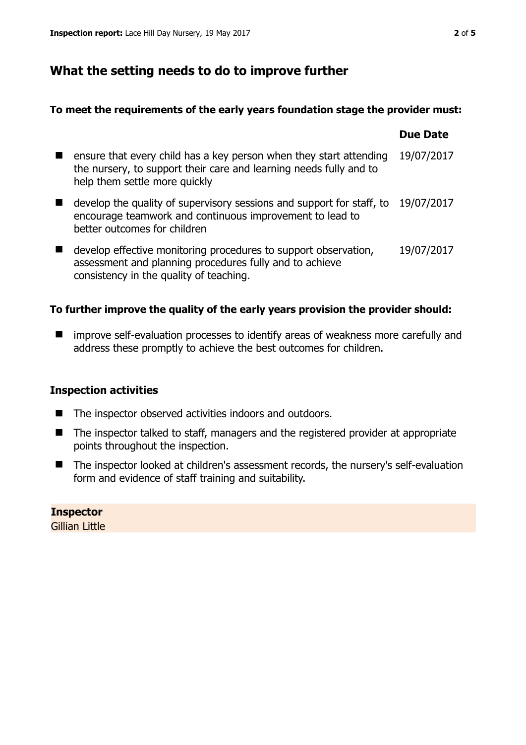## What the setting needs to do to improve further

**To meet the requirements of the early years foundation stage the provider must:**

| | Due Date |
|---|---|
| ensure that every child has a key person when they start attending the nursery, to support their care and learning needs fully and to help them settle more quickly | 19/07/2017 |
| develop the quality of supervisory sessions and support for staff, to encourage teamwork and continuous improvement to lead to better outcomes for children | 19/07/2017 |
| develop effective monitoring procedures to support observation, assessment and planning procedures fully and to achieve consistency in the quality of teaching. | 19/07/2017 |

**To further improve the quality of the early years provision the provider should:**

- improve self-evaluation processes to identify areas of weakness more carefully and address these promptly to achieve the best outcomes for children.

### Inspection activities

- The inspector observed activities indoors and outdoors.
- The inspector talked to staff, managers and the registered provider at appropriate points throughout the inspection.
- The inspector looked at children's assessment records, the nursery's self-evaluation form and evidence of staff training and suitability.

**Inspector**
Gillian Little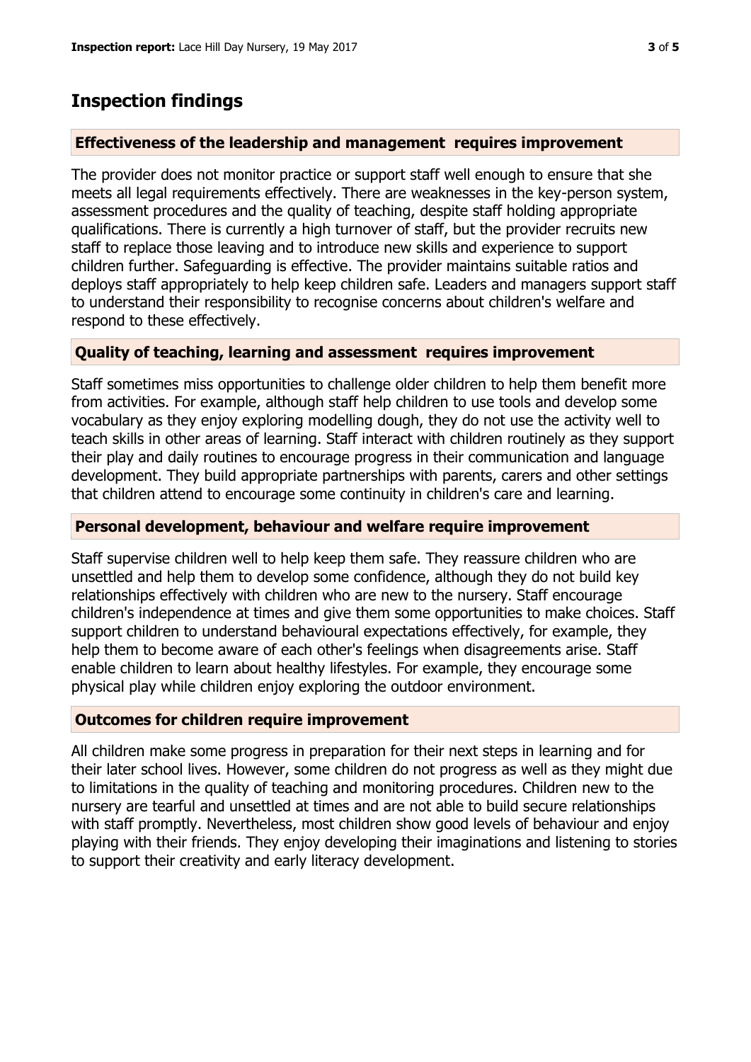## Inspection findings

### Effectiveness of the leadership and management requires improvement

The provider does not monitor practice or support staff well enough to ensure that she meets all legal requirements effectively. There are weaknesses in the key-person system, assessment procedures and the quality of teaching, despite staff holding appropriate qualifications. There is currently a high turnover of staff, but the provider recruits new staff to replace those leaving and to introduce new skills and experience to support children further. Safeguarding is effective. The provider maintains suitable ratios and deploys staff appropriately to help keep children safe. Leaders and managers support staff to understand their responsibility to recognise concerns about children's welfare and respond to these effectively.

### Quality of teaching, learning and assessment requires improvement

Staff sometimes miss opportunities to challenge older children to help them benefit more from activities. For example, although staff help children to use tools and develop some vocabulary as they enjoy exploring modelling dough, they do not use the activity well to teach skills in other areas of learning. Staff interact with children routinely as they support their play and daily routines to encourage progress in their communication and language development. They build appropriate partnerships with parents, carers and other settings that children attend to encourage some continuity in children's care and learning.

### Personal development, behaviour and welfare require improvement

Staff supervise children well to help keep them safe. They reassure children who are unsettled and help them to develop some confidence, although they do not build key relationships effectively with children who are new to the nursery. Staff encourage children's independence at times and give them some opportunities to make choices. Staff support children to understand behavioural expectations effectively, for example, they help them to become aware of each other's feelings when disagreements arise. Staff enable children to learn about healthy lifestyles. For example, they encourage some physical play while children enjoy exploring the outdoor environment.

### Outcomes for children require improvement

All children make some progress in preparation for their next steps in learning and for their later school lives. However, some children do not progress as well as they might due to limitations in the quality of teaching and monitoring procedures. Children new to the nursery are tearful and unsettled at times and are not able to build secure relationships with staff promptly. Nevertheless, most children show good levels of behaviour and enjoy playing with their friends. They enjoy developing their imaginations and listening to stories to support their creativity and early literacy development.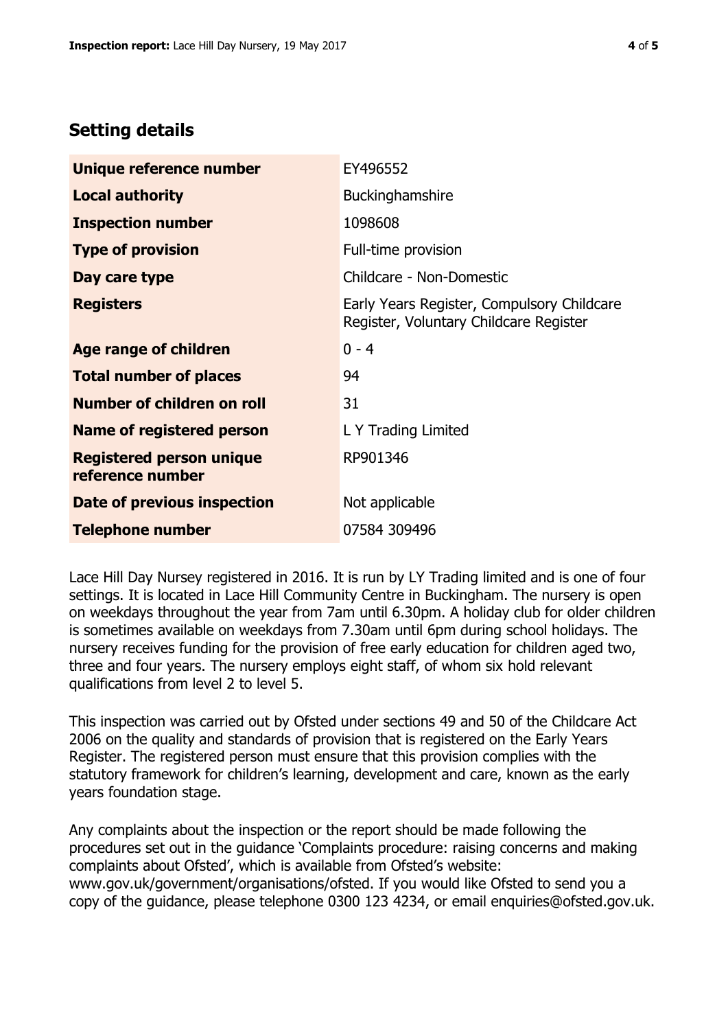## Setting details

| | |
|---|---|
| **Unique reference number** | EY496552 |
| **Local authority** | Buckinghamshire |
| **Inspection number** | 1098608 |
| **Type of provision** | Full-time provision |
| **Day care type** | Childcare - Non-Domestic |
| **Registers** | Early Years Register, Compulsory Childcare Register, Voluntary Childcare Register |
| **Age range of children** | 0 - 4 |
| **Total number of places** | 94 |
| **Number of children on roll** | 31 |
| **Name of registered person** | L Y Trading Limited |
| **Registered person unique reference number** | RP901346 |
| **Date of previous inspection** | Not applicable |
| **Telephone number** | 07584 309496 |

Lace Hill Day Nursey registered in 2016. It is run by LY Trading limited and is one of four settings. It is located in Lace Hill Community Centre in Buckingham. The nursery is open on weekdays throughout the year from 7am until 6.30pm. A holiday club for older children is sometimes available on weekdays from 7.30am until 6pm during school holidays. The nursery receives funding for the provision of free early education for children aged two, three and four years. The nursery employs eight staff, of whom six hold relevant qualifications from level 2 to level 5.

This inspection was carried out by Ofsted under sections 49 and 50 of the Childcare Act 2006 on the quality and standards of provision that is registered on the Early Years Register. The registered person must ensure that this provision complies with the statutory framework for children's learning, development and care, known as the early years foundation stage.

Any complaints about the inspection or the report should be made following the procedures set out in the guidance 'Complaints procedure: raising concerns and making complaints about Ofsted', which is available from Ofsted's website: www.gov.uk/government/organisations/ofsted. If you would like Ofsted to send you a copy of the guidance, please telephone 0300 123 4234, or email enquiries@ofsted.gov.uk.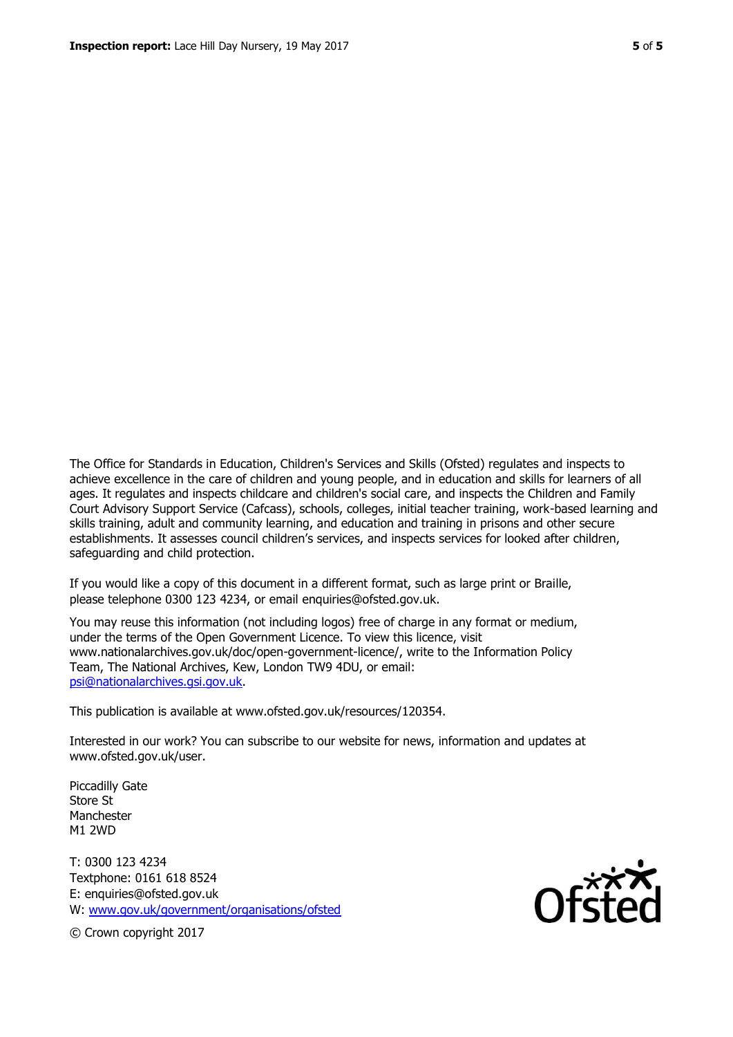The Office for Standards in Education, Children's Services and Skills (Ofsted) regulates and inspects to achieve excellence in the care of children and young people, and in education and skills for learners of all ages. It regulates and inspects childcare and children's social care, and inspects the Children and Family Court Advisory Support Service (Cafcass), schools, colleges, initial teacher training, work-based learning and skills training, adult and community learning, and education and training in prisons and other secure establishments. It assesses council children's services, and inspects services for looked after children, safeguarding and child protection.

If you would like a copy of this document in a different format, such as large print or Braille, please telephone 0300 123 4234, or email enquiries@ofsted.gov.uk.

You may reuse this information (not including logos) free of charge in any format or medium, under the terms of the Open Government Licence. To view this licence, visit www.nationalarchives.gov.uk/doc/open-government-licence/, write to the Information Policy Team, The National Archives, Kew, London TW9 4DU, or email: psi@nationalarchives.gsi.gov.uk.

This publication is available at www.ofsted.gov.uk/resources/120354.

Interested in our work? You can subscribe to our website for news, information and updates at www.ofsted.gov.uk/user.

Piccadilly Gate
Store St
Manchester
M1 2WD

T: 0300 123 4234
Textphone: 0161 618 8524
E: enquiries@ofsted.gov.uk
W: www.gov.uk/government/organisations/ofsted

© Crown copyright 2017